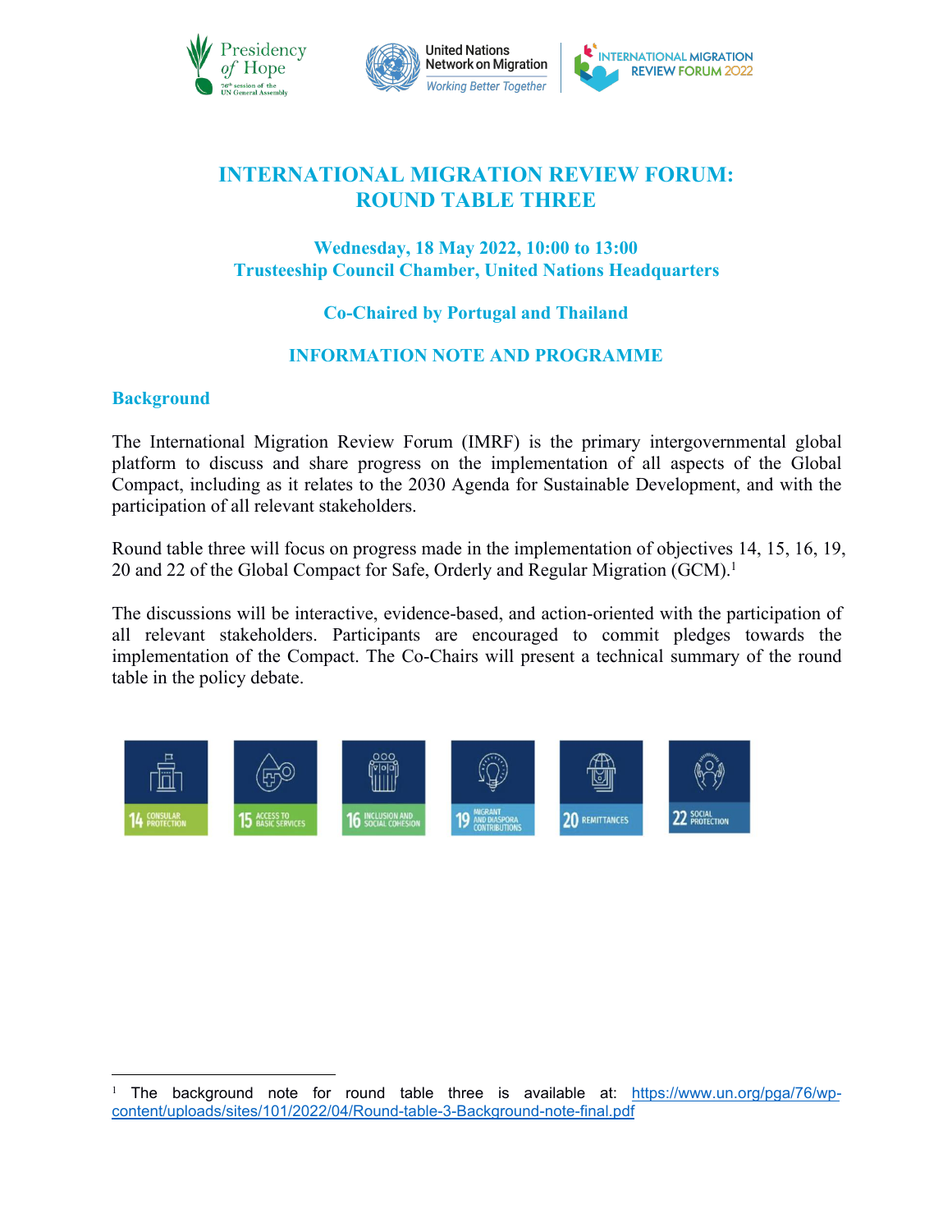# INTERNATIONAL MIGRATION REVIEW FORUM: ROUND TABLE THREE

### Wednesday, 18 May 2022, 10:00 to 13:00
### Trusteeship Council Chamber, United Nations Headquarters

### Co-Chaired by Portugal and Thailand

### INFORMATION NOTE AND PROGRAMME

## Background

The International Migration Review Forum (IMRF) is the primary intergovernmental global platform to discuss and share progress on the implementation of all aspects of the Global Compact, including as it relates to the 2030 Agenda for Sustainable Development, and with the participation of all relevant stakeholders.

Round table three will focus on progress made in the implementation of objectives 14, 15, 16, 19, 20 and 22 of the Global Compact for Safe, Orderly and Regular Migration (GCM).[1]

The discussions will be interactive, evidence-based, and action-oriented with the participation of all relevant stakeholders. Participants are encouraged to commit pledges towards the implementation of the Compact. The Co-Chairs will present a technical summary of the round table in the policy debate.

14 CONSULAR PROTECTION | 15 ACCESS TO BASIC SERVICES | 16 INCLUSION AND SOCIAL COHESION | 19 MIGRANT AND DIASPORA CONTRIBUTIONS | 20 REMITTANCES | 22 SOCIAL PROTECTION

---

[1] The background note for round table three is available at: https://www.un.org/pga/76/wp-content/uploads/sites/101/2022/04/Round-table-3-Background-note-final.pdf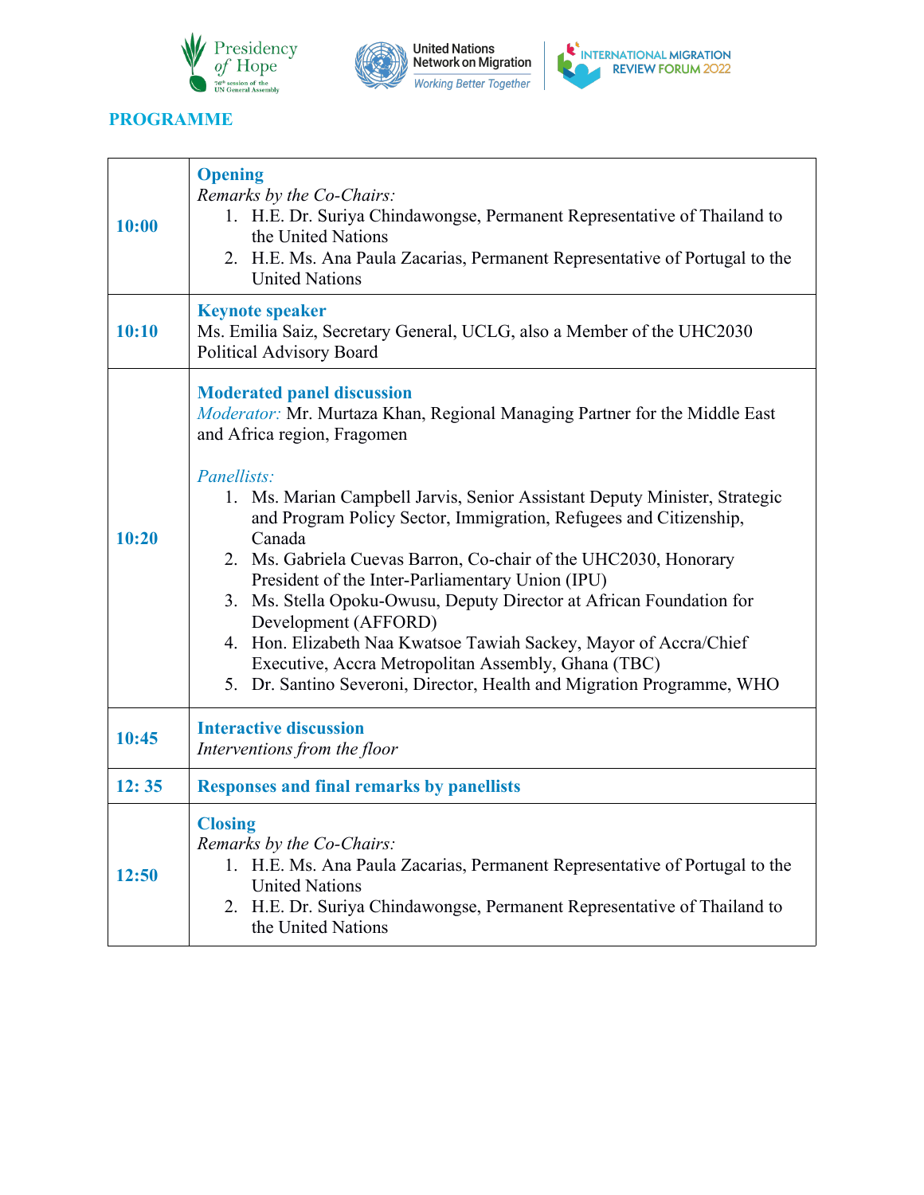## PROGRAMME

| | |
|---|---|
| **10:00** | **Opening**<br>*Remarks by the Co-Chairs:*<br>1. H.E. Dr. Suriya Chindawongse, Permanent Representative of Thailand to the United Nations<br>2. H.E. Ms. Ana Paula Zacarias, Permanent Representative of Portugal to the United Nations |
| **10:10** | **Keynote speaker**<br>Ms. Emilia Saiz, Secretary General, UCLG, also a Member of the UHC2030 Political Advisory Board |
| **10:20** | **Moderated panel discussion**<br>*Moderator:* Mr. Murtaza Khan, Regional Managing Partner for the Middle East and Africa region, Fragomen<br><br>*Panellists:*<br>1. Ms. Marian Campbell Jarvis, Senior Assistant Deputy Minister, Strategic and Program Policy Sector, Immigration, Refugees and Citizenship, Canada<br>2. Ms. Gabriela Cuevas Barron, Co-chair of the UHC2030, Honorary President of the Inter-Parliamentary Union (IPU)<br>3. Ms. Stella Opoku-Owusu, Deputy Director at African Foundation for Development (AFFORD)<br>4. Hon. Elizabeth Naa Kwatsoe Tawiah Sackey, Mayor of Accra/Chief Executive, Accra Metropolitan Assembly, Ghana (TBC)<br>5. Dr. Santino Severoni, Director, Health and Migration Programme, WHO |
| **10:45** | **Interactive discussion**<br>*Interventions from the floor* |
| **12: 35** | **Responses and final remarks by panellists** |
| **12:50** | **Closing**<br>*Remarks by the Co-Chairs:*<br>1. H.E. Ms. Ana Paula Zacarias, Permanent Representative of Portugal to the United Nations<br>2. H.E. Dr. Suriya Chindawongse, Permanent Representative of Thailand to the United Nations |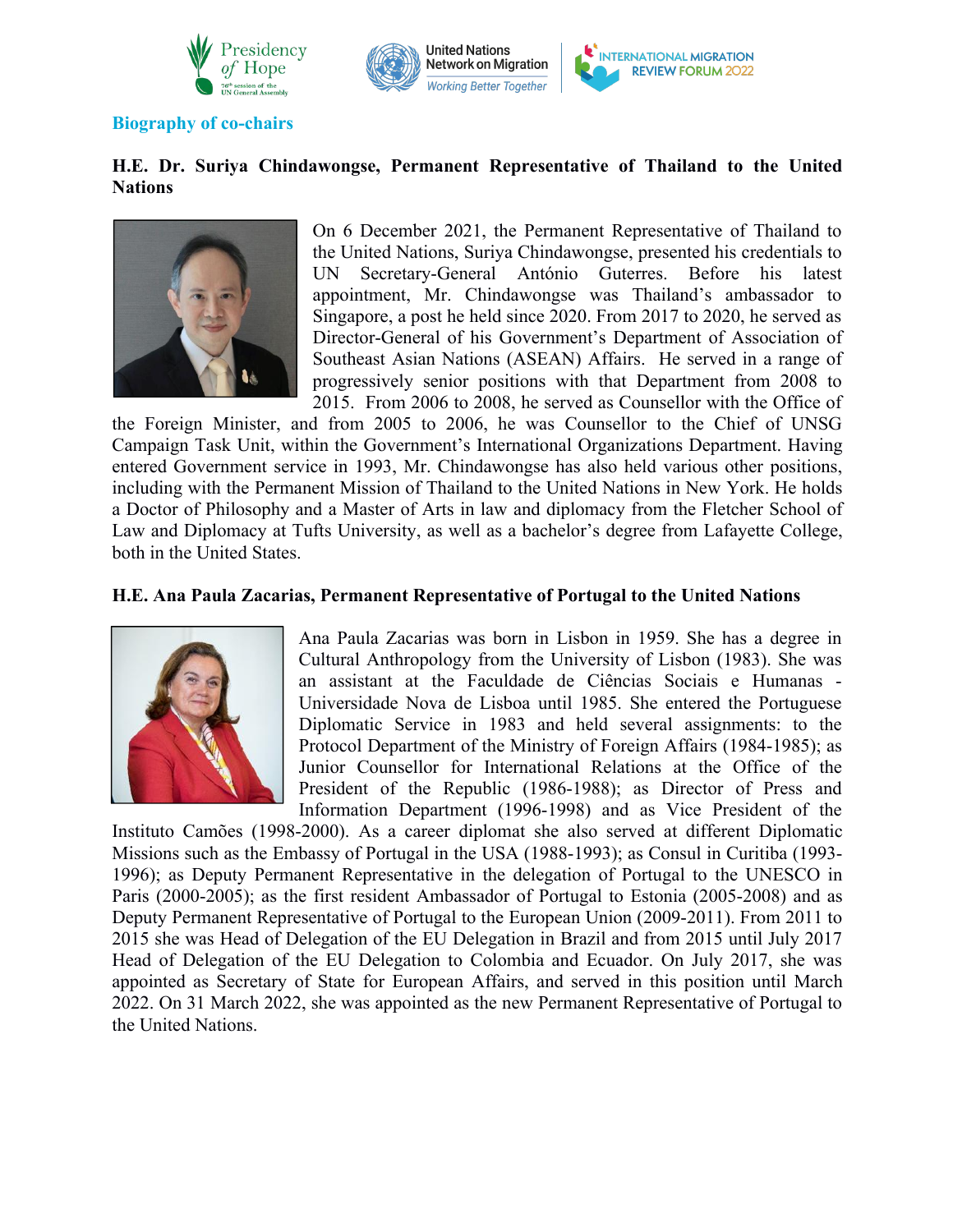## Biography of co-chairs

**H.E. Dr. Suriya Chindawongse, Permanent Representative of Thailand to the United Nations**

On 6 December 2021, the Permanent Representative of Thailand to the United Nations, Suriya Chindawongse, presented his credentials to UN Secretary-General António Guterres. Before his latest appointment, Mr. Chindawongse was Thailand's ambassador to Singapore, a post he held since 2020. From 2017 to 2020, he served as Director-General of his Government's Department of Association of Southeast Asian Nations (ASEAN) Affairs. He served in a range of progressively senior positions with that Department from 2008 to 2015. From 2006 to 2008, he served as Counsellor with the Office of the Foreign Minister, and from 2005 to 2006, he was Counsellor to the Chief of UNSG Campaign Task Unit, within the Government's International Organizations Department. Having entered Government service in 1993, Mr. Chindawongse has also held various other positions, including with the Permanent Mission of Thailand to the United Nations in New York. He holds a Doctor of Philosophy and a Master of Arts in law and diplomacy from the Fletcher School of Law and Diplomacy at Tufts University, as well a bachelor's degree from Lafayette College, both in the United States.

**H.E. Ana Paula Zacarias, Permanent Representative of Portugal to the United Nations**

Ana Paula Zacarias was born in Lisbon in 1959. She has a degree in Cultural Anthropology from the University of Lisbon (1983). She was an assistant at the Faculdade de Ciências Sociais e Humanas - Universidade Nova de Lisboa until 1985. She entered the Portuguese Diplomatic Service in 1983 and held several assignments: to the Protocol Department of the Ministry of Foreign Affairs (1984-1985); as Junior Counsellor for International Relations at the Office of the President of the Republic (1986-1988); as Director of Press and Information Department (1996-1998) and as Vice President of the Instituto Camões (1998-2000). As a career diplomat she also served at different Diplomatic Missions such as the Embassy of Portugal in the USA (1988-1993); as Consul in Curitiba (1993-1996); as Deputy Permanent Representative in the delegation of Portugal to the UNESCO in Paris (2000-2005); as the first resident Ambassador of Portugal to Estonia (2005-2008) and as Deputy Permanent Representative of Portugal to the European Union (2009-2011). From 2011 to 2015 she was Head of Delegation of the EU Delegation in Brazil and from 2015 until July 2017 Head of Delegation of the EU Delegation to Colombia and Ecuador. On July 2017, she was appointed as Secretary of State for European Affairs, and served in this position until March 2022. On 31 March 2022, she was appointed as the new Permanent Representative of Portugal to the United Nations.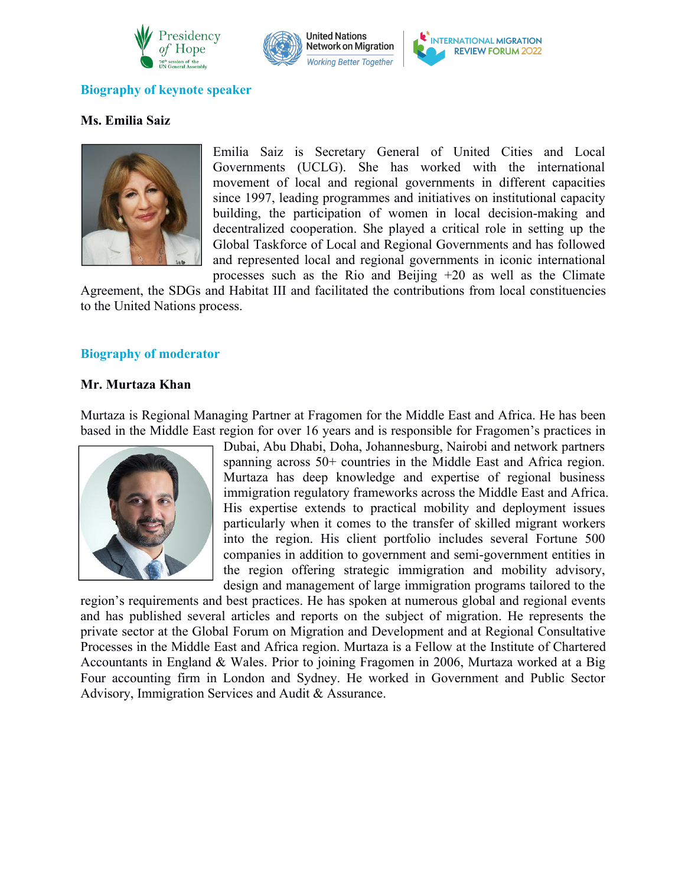## Biography of keynote speaker

**Ms. Emilia Saiz**

Emilia Saiz is Secretary General of United Cities and Local Governments (UCLG). She has worked with the international movement of local and regional governments in different capacities since 1997, leading programmes and initiatives on institutional capacity building, the participation of women in local decision-making and decentralized cooperation. She played a critical role in setting up the Global Taskforce of Local and Regional Governments and has followed and represented local and regional governments in iconic international processes such as the Rio and Beijing +20 as well as the Climate Agreement, the SDGs and Habitat III and facilitated the contributions from local constituencies to the United Nations process.

## Biography of moderator

**Mr. Murtaza Khan**

Murtaza is Regional Managing Partner at Fragomen for the Middle East and Africa. He has been based in the Middle East region for over 16 years and is responsible for Fragomen's practices in Dubai, Abu Dhabi, Doha, Johannesburg, Nairobi and network partners spanning across 50+ countries in the Middle East and Africa region. Murtaza has deep knowledge and expertise of regional business immigration regulatory frameworks across the Middle East and Africa. His expertise extends to practical mobility and deployment issues particularly when it comes to the transfer of skilled migrant workers into the region. His client portfolio includes several Fortune 500 companies in addition to government and semi-government entities in the region offering strategic immigration and mobility advisory, design and management of large immigration programs tailored to the region's requirements and best practices. He has spoken at numerous global and regional events and has published several articles and reports on the subject of migration. He represents the private sector at the Global Forum on Migration and Development and at Regional Consultative Processes in the Middle East and Africa region. Murtaza is a Fellow at the Institute of Chartered Accountants in England & Wales. Prior to joining Fragomen in 2006, Murtaza worked at a Big Four accounting firm in London and Sydney. He worked in Government and Public Sector Advisory, Immigration Services and Audit & Assurance.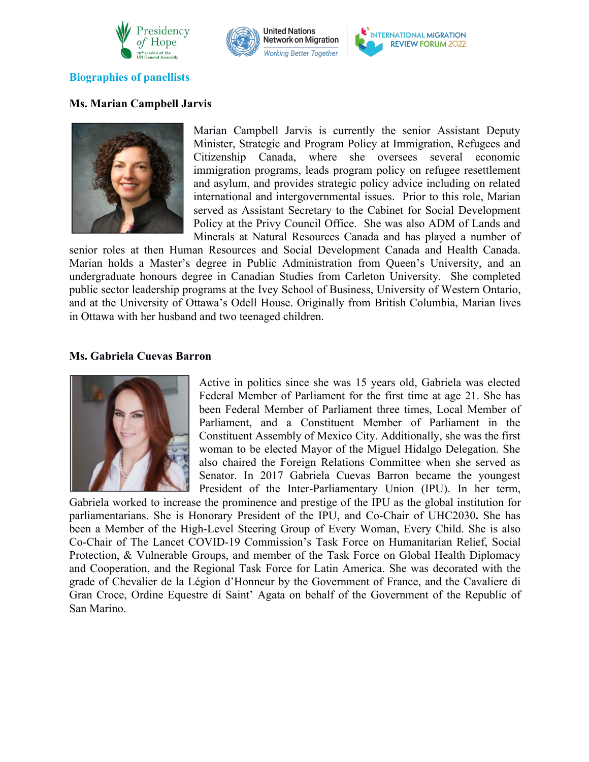## Biographies of panellists

### Ms. Marian Campbell Jarvis

Marian Campbell Jarvis is currently the senior Assistant Deputy Minister, Strategic and Program Policy at Immigration, Refugees and Citizenship Canada, where she oversees several economic immigration programs, leads program policy on refugee resettlement and asylum, and provides strategic policy advice including on related international and intergovernmental issues. Prior to this role, Marian served as Assistant Secretary to the Cabinet for Social Development Policy at the Privy Council Office. She was also ADM of Lands and Minerals at Natural Resources Canada and has played a number of senior roles at then Human Resources and Social Development Canada and Health Canada. Marian holds a Master's degree in Public Administration from Queen's University, and an undergraduate honours degree in Canadian Studies from Carleton University. She completed public sector leadership programs at the Ivey School of Business, University of Western Ontario, and at the University of Ottawa's Odell House. Originally from British Columbia, Marian lives in Ottawa with her husband and two teenaged children.

### Ms. Gabriela Cuevas Barron

Active in politics since she was 15 years old, Gabriela was elected Federal Member of Parliament for the first time at age 21. She has been Federal Member of Parliament three times, Local Member of Parliament, and a Constituent Member of Parliament in the Constituent Assembly of Mexico City. Additionally, she was the first woman to be elected Mayor of the Miguel Hidalgo Delegation. She also chaired the Foreign Relations Committee when she served as Senator. In 2017 Gabriela Cuevas Barron became the youngest President of the Inter-Parliamentary Union (IPU). In her term, Gabriela worked to increase the prominence and prestige of the IPU as the global institution for parliamentarians. She is Honorary President of the IPU, and Co-Chair of UHC2030**.** She has been a Member of the High-Level Steering Group of Every Woman, Every Child. She is also Co-Chair of The Lancet COVID-19 Commission's Task Force on Humanitarian Relief, Social Protection, & Vulnerable Groups, and member of the Task Force on Global Health Diplomacy and Cooperation, and the Regional Task Force for Latin America. She was decorated with the grade of Chevalier de la Légion d'Honneur by the Government of France, and the Cavaliere di Gran Croce, Ordine Equestre di Saint' Agata on behalf of the Government of the Republic of San Marino.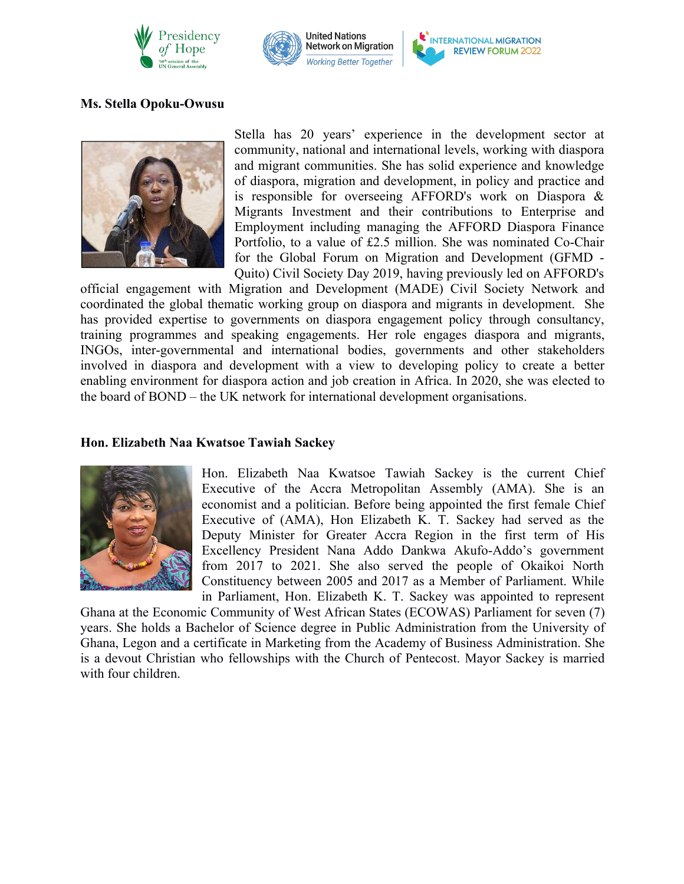**Ms. Stella Opoku-Owusu**

Stella has 20 years' experience in the development sector at community, national and international levels, working with diaspora and migrant communities. She has solid experience and knowledge of diaspora, migration and development, in policy and practice and is responsible for overseeing AFFORD's work on Diaspora & Migrants Investment and their contributions to Enterprise and Employment including managing the AFFORD Diaspora Finance Portfolio, to a value of £2.5 million. She was nominated Co-Chair for the Global Forum on Migration and Development (GFMD - Quito) Civil Society Day 2019, having previously led on AFFORD's official engagement with Migration and Development (MADE) Civil Society Network and coordinated the global thematic working group on diaspora and migrants in development. She has provided expertise to governments on diaspora engagement policy through consultancy, training programmes and speaking engagements. Her role engages diaspora and migrants, INGOs, inter-governmental and international bodies, governments and other stakeholders involved in diaspora and development with a view to developing policy to create a better enabling environment for diaspora action and job creation in Africa. In 2020, she was elected to the board of BOND – the UK network for international development organisations.

**Hon. Elizabeth Naa Kwatsoe Tawiah Sackey**

Hon. Elizabeth Naa Kwatsoe Tawiah Sackey is the current Chief Executive of the Accra Metropolitan Assembly (AMA). She is an economist and a politician. Before being appointed the first female Chief Executive of (AMA), Hon Elizabeth K. T. Sackey had served as the Deputy Minister for Greater Accra Region in the first term of His Excellency President Nana Addo Dankwa Akufo-Addo's government from 2017 to 2021. She also served the people of Okaikoi North Constituency between 2005 and 2017 as a Member of Parliament. While in Parliament, Hon. Elizabeth K. T. Sackey was appointed to represent Ghana at the Economic Community of West African States (ECOWAS) Parliament for seven (7) years. She holds a Bachelor of Science degree in Public Administration from the University of Ghana, Legon and a certificate in Marketing from the Academy of Business Administration. She is a devout Christian who fellowships with the Church of Pentecost. Mayor Sackey is married with four children.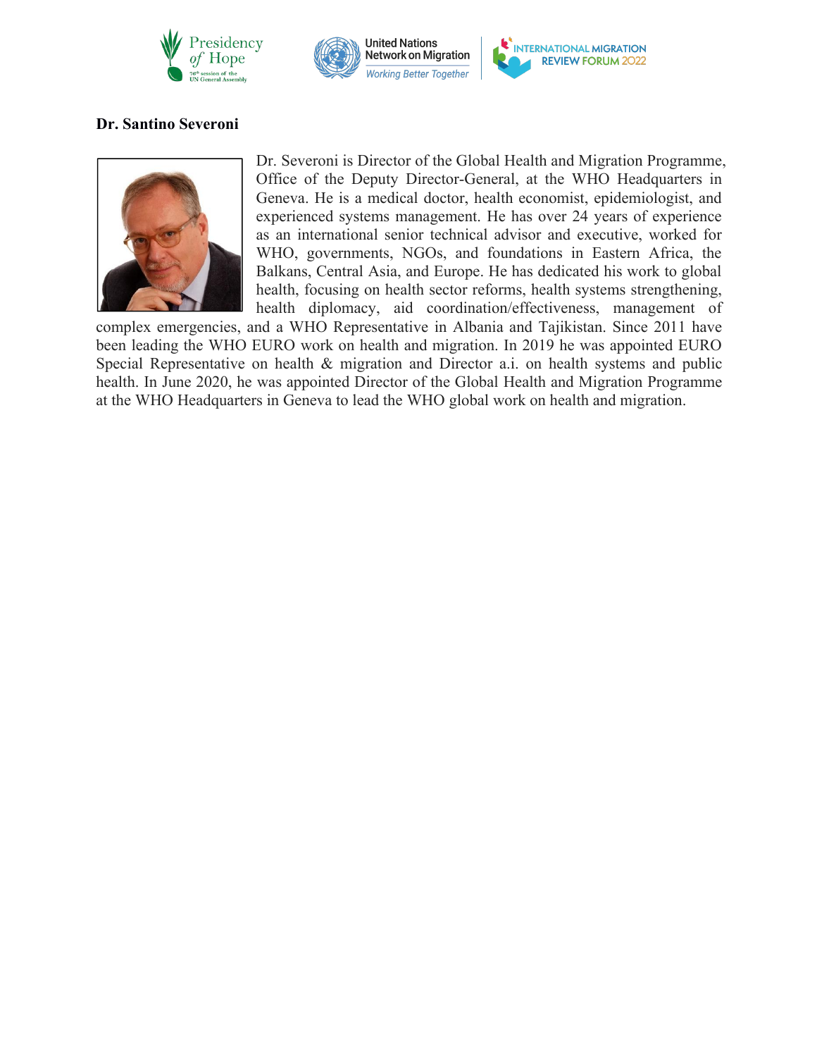**Dr. Santino Severoni**

Dr. Severoni is Director of the Global Health and Migration Programme, Office of the Deputy Director-General, at the WHO Headquarters in Geneva. He is a medical doctor, health economist, epidemiologist, and experienced systems management. He has over 24 years of experience as an international senior technical advisor and executive, worked for WHO, governments, NGOs, and foundations in Eastern Africa, the Balkans, Central Asia, and Europe. He has dedicated his work to global health, focusing on health sector reforms, health systems strengthening, health diplomacy, aid coordination/effectiveness, management of complex emergencies, and a WHO Representative in Albania and Tajikistan. Since 2011 have been leading the WHO EURO work on health and migration. In 2019 he was appointed EURO Special Representative on health & migration and Director a.i. on health systems and public health. In June 2020, he was appointed Director of the Global Health and Migration Programme at the WHO Headquarters in Geneva to lead the WHO global work on health and migration.